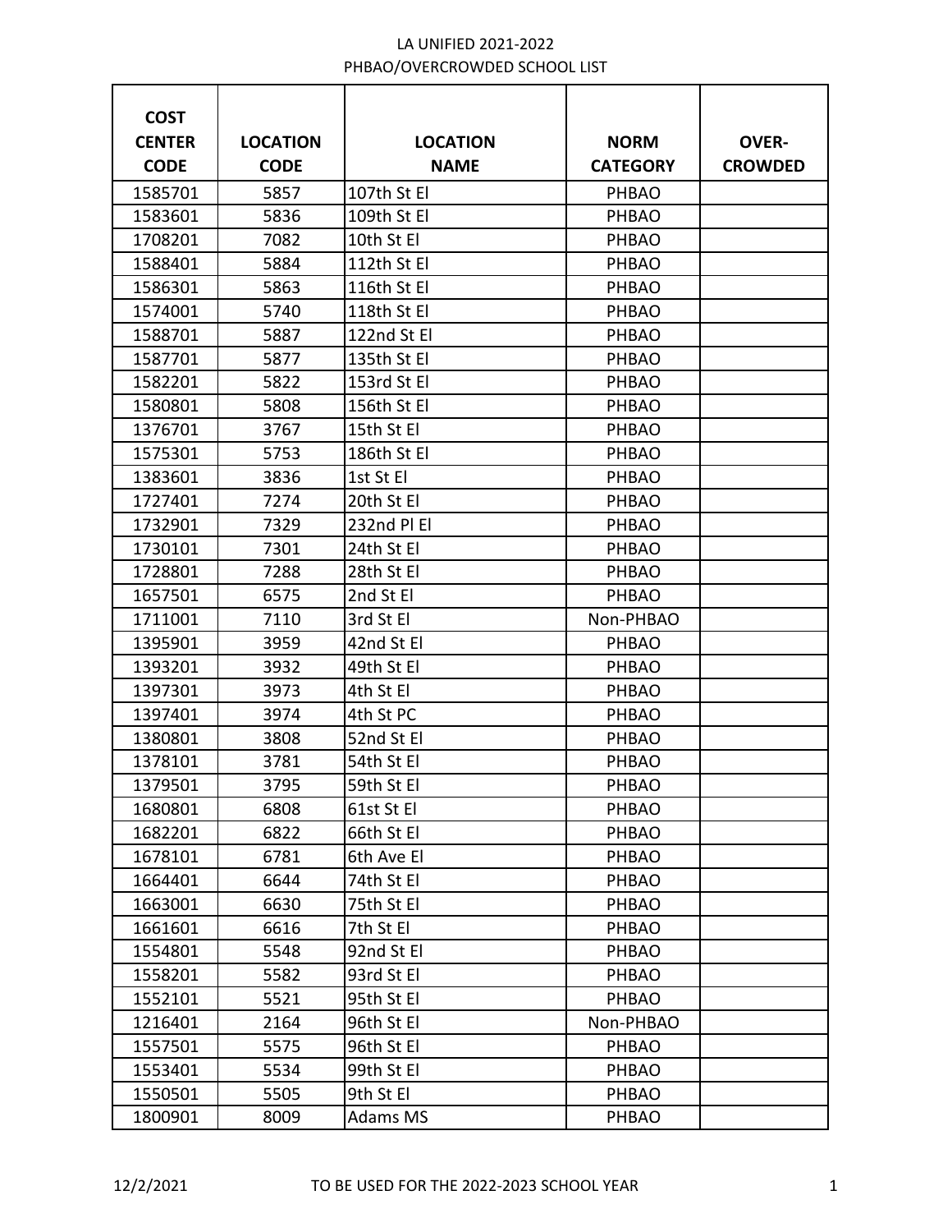# LA UNIFIED 2021-2022
## PHBAO/OVERCROWDED SCHOOL LIST

| COST CENTER CODE | LOCATION CODE | LOCATION NAME | NORM CATEGORY | OVER-CROWDED |
|---|---|---|---|---|
| 1585701 | 5857 | 107th St El | PHBAO | |
| 1583601 | 5836 | 109th St El | PHBAO | |
| 1708201 | 7082 | 10th St El | PHBAO | |
| 1588401 | 5884 | 112th St El | PHBAO | |
| 1586301 | 5863 | 116th St El | PHBAO | |
| 1574001 | 5740 | 118th St El | PHBAO | |
| 1588701 | 5887 | 122nd St El | PHBAO | |
| 1587701 | 5877 | 135th St El | PHBAO | |
| 1582201 | 5822 | 153rd St El | PHBAO | |
| 1580801 | 5808 | 156th St El | PHBAO | |
| 1376701 | 3767 | 15th St El | PHBAO | |
| 1575301 | 5753 | 186th St El | PHBAO | |
| 1383601 | 3836 | 1st St El | PHBAO | |
| 1727401 | 7274 | 20th St El | PHBAO | |
| 1732901 | 7329 | 232nd Pl El | PHBAO | |
| 1730101 | 7301 | 24th St El | PHBAO | |
| 1728801 | 7288 | 28th St El | PHBAO | |
| 1657501 | 6575 | 2nd St El | PHBAO | |
| 1711001 | 7110 | 3rd St El | Non-PHBAO | |
| 1395901 | 3959 | 42nd St El | PHBAO | |
| 1393201 | 3932 | 49th St El | PHBAO | |
| 1397301 | 3973 | 4th St El | PHBAO | |
| 1397401 | 3974 | 4th St PC | PHBAO | |
| 1380801 | 3808 | 52nd St El | PHBAO | |
| 1378101 | 3781 | 54th St El | PHBAO | |
| 1379501 | 3795 | 59th St El | PHBAO | |
| 1680801 | 6808 | 61st St El | PHBAO | |
| 1682201 | 6822 | 66th St El | PHBAO | |
| 1678101 | 6781 | 6th Ave El | PHBAO | |
| 1664401 | 6644 | 74th St El | PHBAO | |
| 1663001 | 6630 | 75th St El | PHBAO | |
| 1661601 | 6616 | 7th St El | PHBAO | |
| 1554801 | 5548 | 92nd St El | PHBAO | |
| 1558201 | 5582 | 93rd St El | PHBAO | |
| 1552101 | 5521 | 95th St El | PHBAO | |
| 1216401 | 2164 | 96th St El | Non-PHBAO | |
| 1557501 | 5575 | 96th St El | PHBAO | |
| 1553401 | 5534 | 99th St El | PHBAO | |
| 1550501 | 5505 | 9th St El | PHBAO | |
| 1800901 | 8009 | Adams MS | PHBAO | |

12/2/2021 TO BE USED FOR THE 2022-2023 SCHOOL YEAR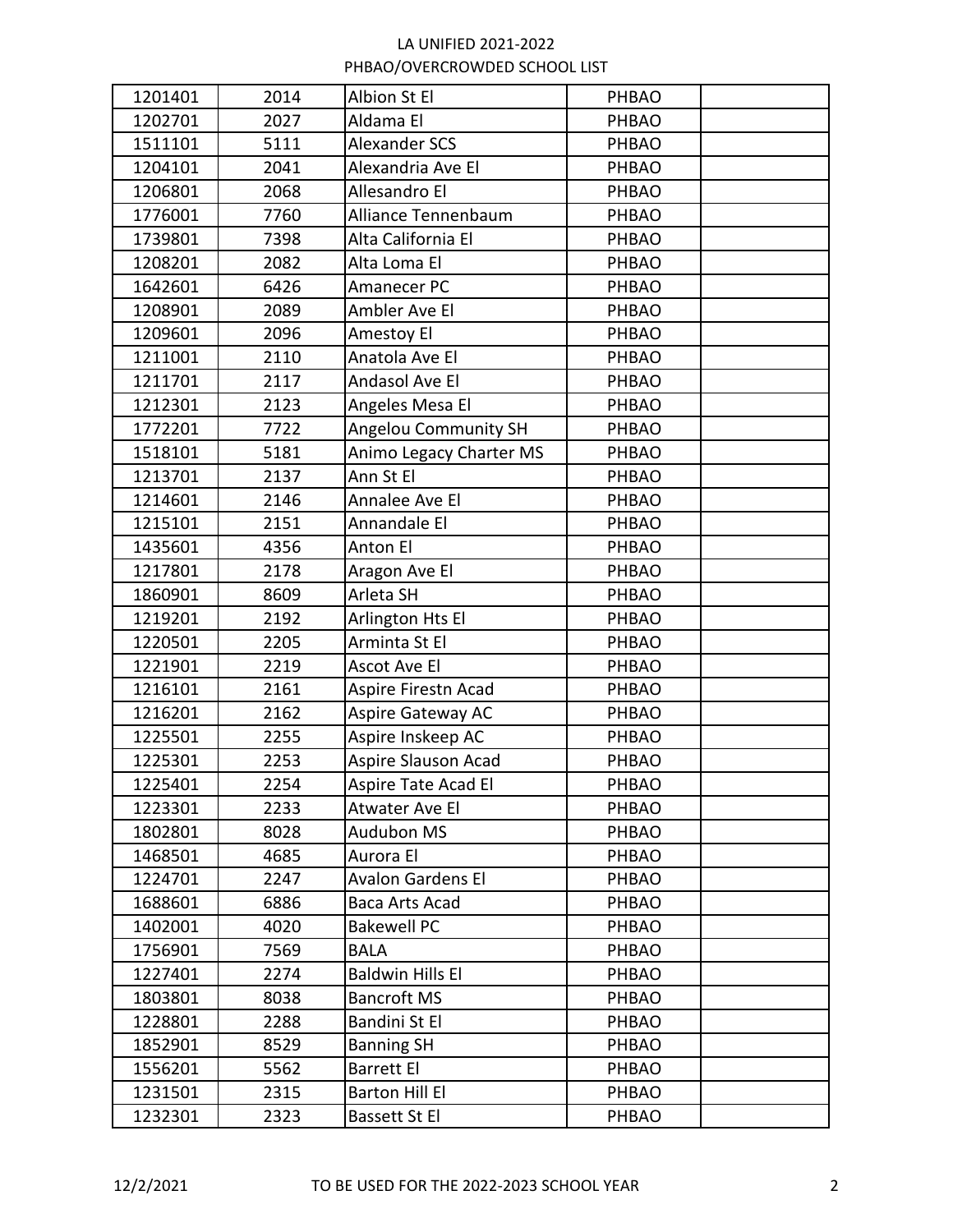LA UNIFIED 2021-2022

PHBAO/OVERCROWDED SCHOOL LIST

| | | | | |
|---|---|---|---|---|
| 1201401 | 2014 | Albion St El | PHBAO | |
| 1202701 | 2027 | Aldama El | PHBAO | |
| 1511101 | 5111 | Alexander SCS | PHBAO | |
| 1204101 | 2041 | Alexandria Ave El | PHBAO | |
| 1206801 | 2068 | Allesandro El | PHBAO | |
| 1776001 | 7760 | Alliance Tennenbaum | PHBAO | |
| 1739801 | 7398 | Alta California El | PHBAO | |
| 1208201 | 2082 | Alta Loma El | PHBAO | |
| 1642601 | 6426 | Amanecer PC | PHBAO | |
| 1208901 | 2089 | Ambler Ave El | PHBAO | |
| 1209601 | 2096 | Amestoy El | PHBAO | |
| 1211001 | 2110 | Anatola Ave El | PHBAO | |
| 1211701 | 2117 | Andasol Ave El | PHBAO | |
| 1212301 | 2123 | Angeles Mesa El | PHBAO | |
| 1772201 | 7722 | Angelou Community SH | PHBAO | |
| 1518101 | 5181 | Animo Legacy Charter MS | PHBAO | |
| 1213701 | 2137 | Ann St El | PHBAO | |
| 1214601 | 2146 | Annalee Ave El | PHBAO | |
| 1215101 | 2151 | Annandale El | PHBAO | |
| 1435601 | 4356 | Anton El | PHBAO | |
| 1217801 | 2178 | Aragon Ave El | PHBAO | |
| 1860901 | 8609 | Arleta SH | PHBAO | |
| 1219201 | 2192 | Arlington Hts El | PHBAO | |
| 1220501 | 2205 | Arminta St El | PHBAO | |
| 1221901 | 2219 | Ascot Ave El | PHBAO | |
| 1216101 | 2161 | Aspire Firestn Acad | PHBAO | |
| 1216201 | 2162 | Aspire Gateway AC | PHBAO | |
| 1225501 | 2255 | Aspire Inskeep AC | PHBAO | |
| 1225301 | 2253 | Aspire Slauson Acad | PHBAO | |
| 1225401 | 2254 | Aspire Tate Acad El | PHBAO | |
| 1223301 | 2233 | Atwater Ave El | PHBAO | |
| 1802801 | 8028 | Audubon MS | PHBAO | |
| 1468501 | 4685 | Aurora El | PHBAO | |
| 1224701 | 2247 | Avalon Gardens El | PHBAO | |
| 1688601 | 6886 | Baca Arts Acad | PHBAO | |
| 1402001 | 4020 | Bakewell PC | PHBAO | |
| 1756901 | 7569 | BALA | PHBAO | |
| 1227401 | 2274 | Baldwin Hills El | PHBAO | |
| 1803801 | 8038 | Bancroft MS | PHBAO | |
| 1228801 | 2288 | Bandini St El | PHBAO | |
| 1852901 | 8529 | Banning SH | PHBAO | |
| 1556201 | 5562 | Barrett El | PHBAO | |
| 1231501 | 2315 | Barton Hill El | PHBAO | |
| 1232301 | 2323 | Bassett St El | PHBAO | |

TO BE USED FOR THE 2022-2023 SCHOOL YEAR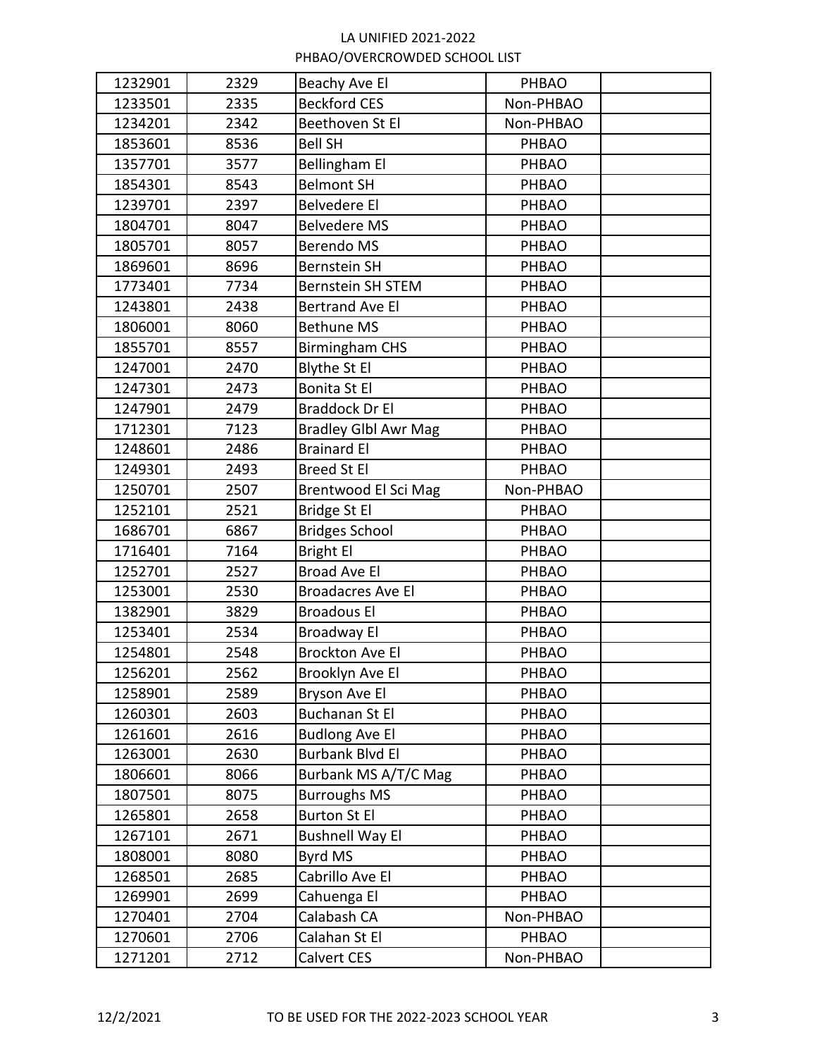| 1232901 | 2329 | Beachy Ave El | PHBAO | |
|---|---|---|---|---|
| 1233501 | 2335 | Beckford CES | Non-PHBAO | |
| 1234201 | 2342 | Beethoven St El | Non-PHBAO | |
| 1853601 | 8536 | Bell SH | PHBAO | |
| 1357701 | 3577 | Bellingham El | PHBAO | |
| 1854301 | 8543 | Belmont SH | PHBAO | |
| 1239701 | 2397 | Belvedere El | PHBAO | |
| 1804701 | 8047 | Belvedere MS | PHBAO | |
| 1805701 | 8057 | Berendo MS | PHBAO | |
| 1869601 | 8696 | Bernstein SH | PHBAO | |
| 1773401 | 7734 | Bernstein SH STEM | PHBAO | |
| 1243801 | 2438 | Bertrand Ave El | PHBAO | |
| 1806001 | 8060 | Bethune MS | PHBAO | |
| 1855701 | 8557 | Birmingham CHS | PHBAO | |
| 1247001 | 2470 | Blythe St El | PHBAO | |
| 1247301 | 2473 | Bonita St El | PHBAO | |
| 1247901 | 2479 | Braddock Dr El | PHBAO | |
| 1712301 | 7123 | Bradley Glbl Awr Mag | PHBAO | |
| 1248601 | 2486 | Brainard El | PHBAO | |
| 1249301 | 2493 | Breed St El | PHBAO | |
| 1250701 | 2507 | Brentwood El Sci Mag | Non-PHBAO | |
| 1252101 | 2521 | Bridge St El | PHBAO | |
| 1686701 | 6867 | Bridges School | PHBAO | |
| 1716401 | 7164 | Bright El | PHBAO | |
| 1252701 | 2527 | Broad Ave El | PHBAO | |
| 1253001 | 2530 | Broadacres Ave El | PHBAO | |
| 1382901 | 3829 | Broadous El | PHBAO | |
| 1253401 | 2534 | Broadway El | PHBAO | |
| 1254801 | 2548 | Brockton Ave El | PHBAO | |
| 1256201 | 2562 | Brooklyn Ave El | PHBAO | |
| 1258901 | 2589 | Bryson Ave El | PHBAO | |
| 1260301 | 2603 | Buchanan St El | PHBAO | |
| 1261601 | 2616 | Budlong Ave El | PHBAO | |
| 1263001 | 2630 | Burbank Blvd El | PHBAO | |
| 1806601 | 8066 | Burbank MS A/T/C Mag | PHBAO | |
| 1807501 | 8075 | Burroughs MS | PHBAO | |
| 1265801 | 2658 | Burton St El | PHBAO | |
| 1267101 | 2671 | Bushnell Way El | PHBAO | |
| 1808001 | 8080 | Byrd MS | PHBAO | |
| 1268501 | 2685 | Cabrillo Ave El | PHBAO | |
| 1269901 | 2699 | Cahuenga El | PHBAO | |
| 1270401 | 2704 | Calabash CA | Non-PHBAO | |
| 1270601 | 2706 | Calahan St El | PHBAO | |
| 1271201 | 2712 | Calvert CES | Non-PHBAO | |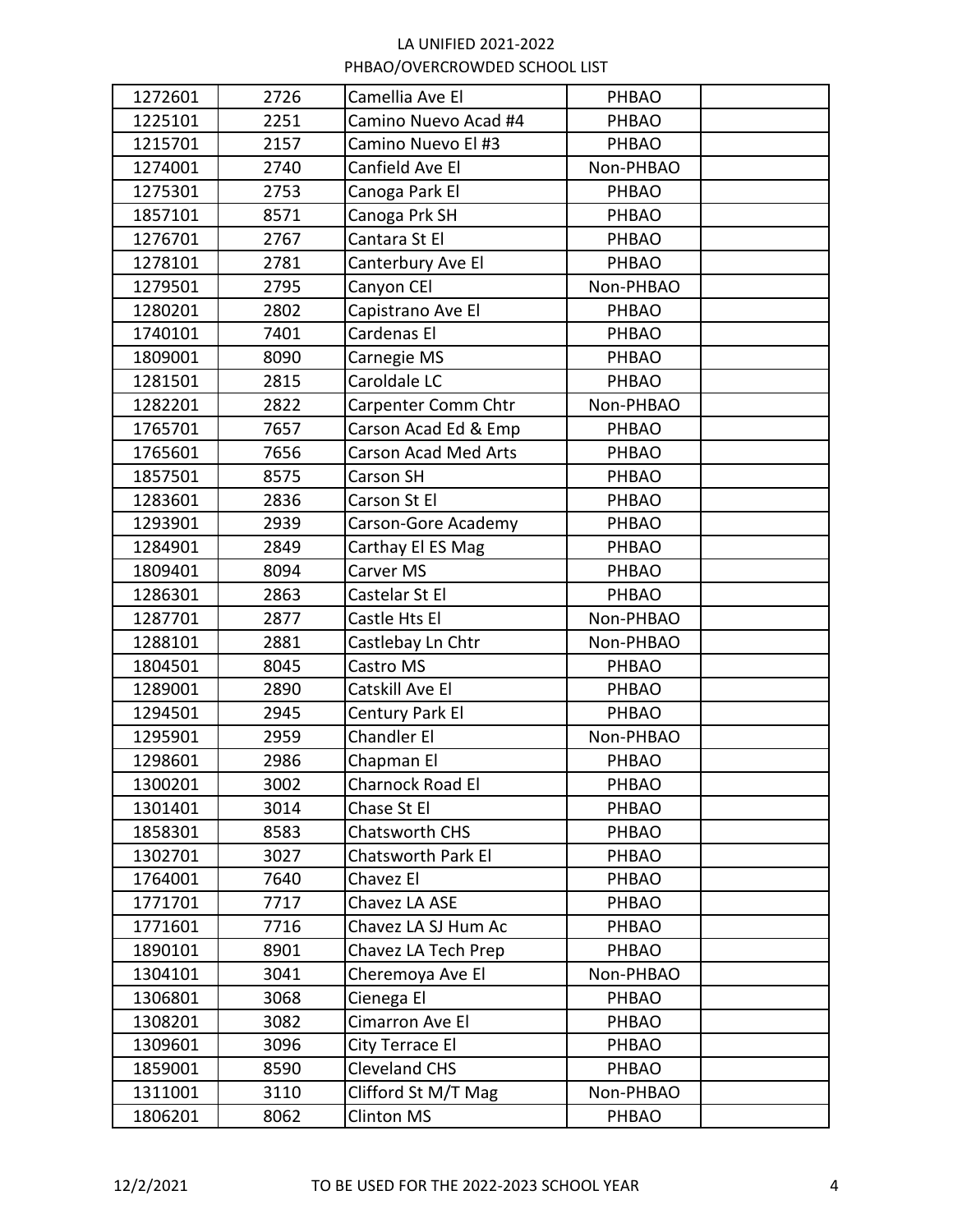| 1272601 | 2726 | Camellia Ave El | PHBAO | |
|---|---|---|---|---|
| 1225101 | 2251 | Camino Nuevo Acad #4 | PHBAO | |
| 1215701 | 2157 | Camino Nuevo El #3 | PHBAO | |
| 1274001 | 2740 | Canfield Ave El | Non-PHBAO | |
| 1275301 | 2753 | Canoga Park El | PHBAO | |
| 1857101 | 8571 | Canoga Prk SH | PHBAO | |
| 1276701 | 2767 | Cantara St El | PHBAO | |
| 1278101 | 2781 | Canterbury Ave El | PHBAO | |
| 1279501 | 2795 | Canyon CEl | Non-PHBAO | |
| 1280201 | 2802 | Capistrano Ave El | PHBAO | |
| 1740101 | 7401 | Cardenas El | PHBAO | |
| 1809001 | 8090 | Carnegie MS | PHBAO | |
| 1281501 | 2815 | Caroldale LC | PHBAO | |
| 1282201 | 2822 | Carpenter Comm Chtr | Non-PHBAO | |
| 1765701 | 7657 | Carson Acad Ed & Emp | PHBAO | |
| 1765601 | 7656 | Carson Acad Med Arts | PHBAO | |
| 1857501 | 8575 | Carson SH | PHBAO | |
| 1283601 | 2836 | Carson St El | PHBAO | |
| 1293901 | 2939 | Carson-Gore Academy | PHBAO | |
| 1284901 | 2849 | Carthay El ES Mag | PHBAO | |
| 1809401 | 8094 | Carver MS | PHBAO | |
| 1286301 | 2863 | Castelar St El | PHBAO | |
| 1287701 | 2877 | Castle Hts El | Non-PHBAO | |
| 1288101 | 2881 | Castlebay Ln Chtr | Non-PHBAO | |
| 1804501 | 8045 | Castro MS | PHBAO | |
| 1289001 | 2890 | Catskill Ave El | PHBAO | |
| 1294501 | 2945 | Century Park El | PHBAO | |
| 1295901 | 2959 | Chandler El | Non-PHBAO | |
| 1298601 | 2986 | Chapman El | PHBAO | |
| 1300201 | 3002 | Charnock Road El | PHBAO | |
| 1301401 | 3014 | Chase St El | PHBAO | |
| 1858301 | 8583 | Chatsworth CHS | PHBAO | |
| 1302701 | 3027 | Chatsworth Park El | PHBAO | |
| 1764001 | 7640 | Chavez El | PHBAO | |
| 1771701 | 7717 | Chavez LA ASE | PHBAO | |
| 1771601 | 7716 | Chavez LA SJ Hum Ac | PHBAO | |
| 1890101 | 8901 | Chavez LA Tech Prep | PHBAO | |
| 1304101 | 3041 | Cheremoya Ave El | Non-PHBAO | |
| 1306801 | 3068 | Cienega El | PHBAO | |
| 1308201 | 3082 | Cimarron Ave El | PHBAO | |
| 1309601 | 3096 | City Terrace El | PHBAO | |
| 1859001 | 8590 | Cleveland CHS | PHBAO | |
| 1311001 | 3110 | Clifford St M/T Mag | Non-PHBAO | |
| 1806201 | 8062 | Clinton MS | PHBAO | |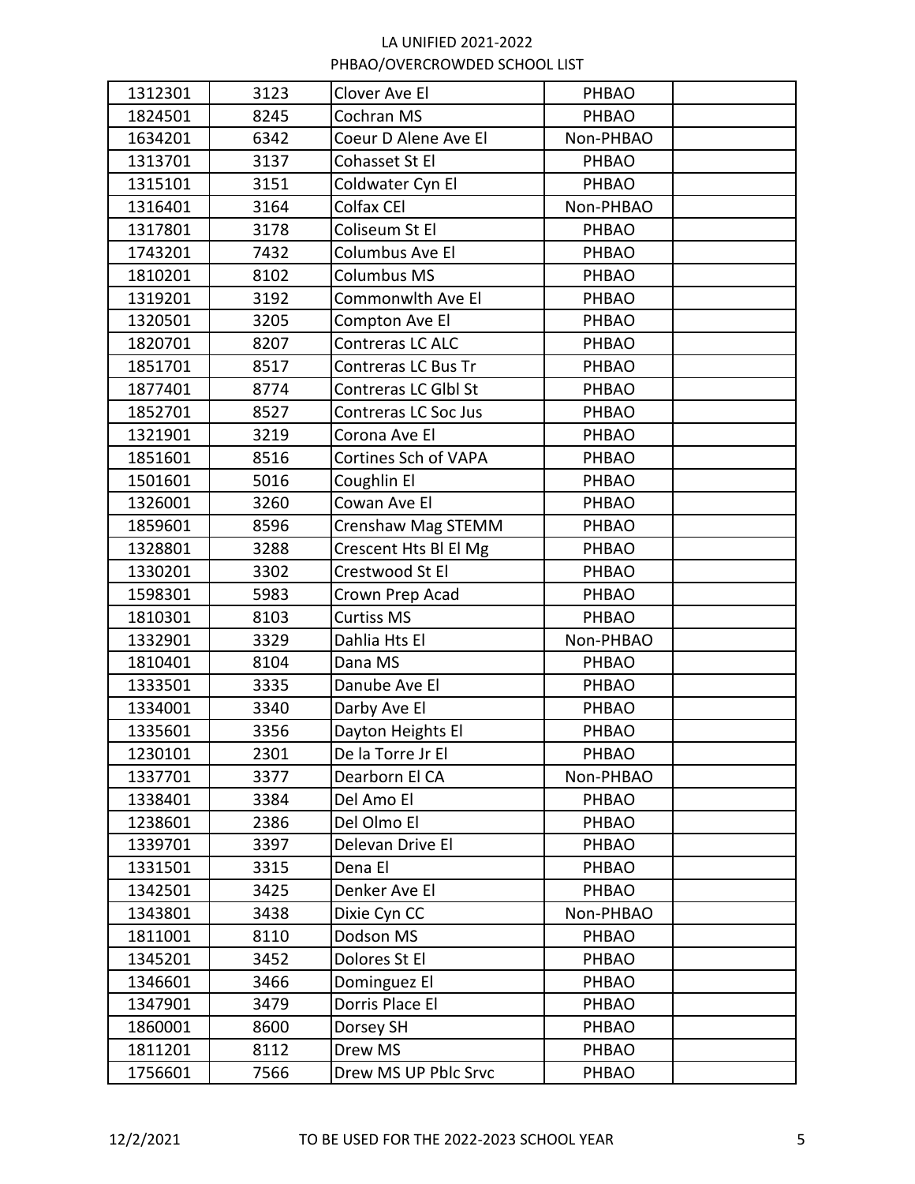| | | | | |
|---|---|---|---|---|
| 1312301 | 3123 | Clover Ave El | PHBAO | |
| 1824501 | 8245 | Cochran MS | PHBAO | |
| 1634201 | 6342 | Coeur D Alene Ave El | Non-PHBAO | |
| 1313701 | 3137 | Cohasset St El | PHBAO | |
| 1315101 | 3151 | Coldwater Cyn El | PHBAO | |
| 1316401 | 3164 | Colfax CEl | Non-PHBAO | |
| 1317801 | 3178 | Coliseum St El | PHBAO | |
| 1743201 | 7432 | Columbus Ave El | PHBAO | |
| 1810201 | 8102 | Columbus MS | PHBAO | |
| 1319201 | 3192 | Commonwlth Ave El | PHBAO | |
| 1320501 | 3205 | Compton Ave El | PHBAO | |
| 1820701 | 8207 | Contreras LC ALC | PHBAO | |
| 1851701 | 8517 | Contreras LC Bus Tr | PHBAO | |
| 1877401 | 8774 | Contreras LC Glbl St | PHBAO | |
| 1852701 | 8527 | Contreras LC Soc Jus | PHBAO | |
| 1321901 | 3219 | Corona Ave El | PHBAO | |
| 1851601 | 8516 | Cortines Sch of VAPA | PHBAO | |
| 1501601 | 5016 | Coughlin El | PHBAO | |
| 1326001 | 3260 | Cowan Ave El | PHBAO | |
| 1859601 | 8596 | Crenshaw Mag STEMM | PHBAO | |
| 1328801 | 3288 | Crescent Hts Bl El Mg | PHBAO | |
| 1330201 | 3302 | Crestwood St El | PHBAO | |
| 1598301 | 5983 | Crown Prep Acad | PHBAO | |
| 1810301 | 8103 | Curtiss MS | PHBAO | |
| 1332901 | 3329 | Dahlia Hts El | Non-PHBAO | |
| 1810401 | 8104 | Dana MS | PHBAO | |
| 1333501 | 3335 | Danube Ave El | PHBAO | |
| 1334001 | 3340 | Darby Ave El | PHBAO | |
| 1335601 | 3356 | Dayton Heights El | PHBAO | |
| 1230101 | 2301 | De la Torre Jr El | PHBAO | |
| 1337701 | 3377 | Dearborn El CA | Non-PHBAO | |
| 1338401 | 3384 | Del Amo El | PHBAO | |
| 1238601 | 2386 | Del Olmo El | PHBAO | |
| 1339701 | 3397 | Delevan Drive El | PHBAO | |
| 1331501 | 3315 | Dena El | PHBAO | |
| 1342501 | 3425 | Denker Ave El | PHBAO | |
| 1343801 | 3438 | Dixie Cyn CC | Non-PHBAO | |
| 1811001 | 8110 | Dodson MS | PHBAO | |
| 1345201 | 3452 | Dolores St El | PHBAO | |
| 1346601 | 3466 | Dominguez El | PHBAO | |
| 1347901 | 3479 | Dorris Place El | PHBAO | |
| 1860001 | 8600 | Dorsey SH | PHBAO | |
| 1811201 | 8112 | Drew MS | PHBAO | |
| 1756601 | 7566 | Drew MS UP Pblc Srvc | PHBAO | |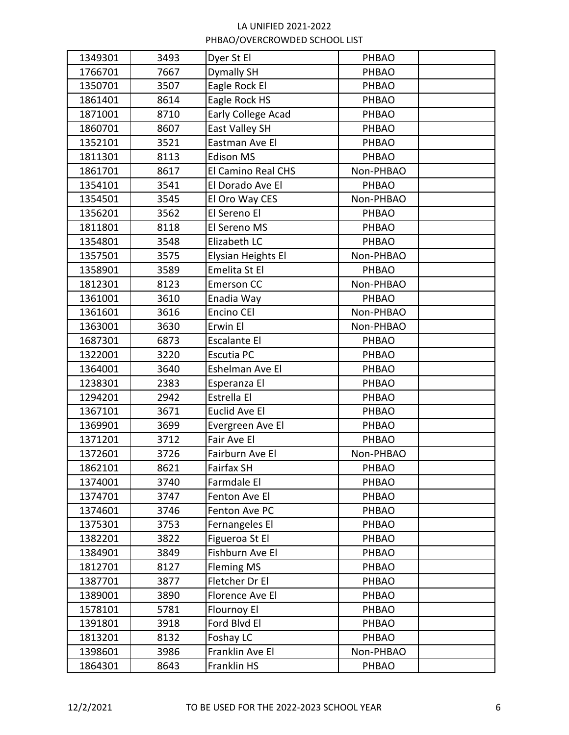| | | | | |
|---|---|---|---|---|
| 1349301 | 3493 | Dyer St El | PHBAO | |
| 1766701 | 7667 | Dymally SH | PHBAO | |
| 1350701 | 3507 | Eagle Rock El | PHBAO | |
| 1861401 | 8614 | Eagle Rock HS | PHBAO | |
| 1871001 | 8710 | Early College Acad | PHBAO | |
| 1860701 | 8607 | East Valley SH | PHBAO | |
| 1352101 | 3521 | Eastman Ave El | PHBAO | |
| 1811301 | 8113 | Edison MS | PHBAO | |
| 1861701 | 8617 | El Camino Real CHS | Non-PHBAO | |
| 1354101 | 3541 | El Dorado Ave El | PHBAO | |
| 1354501 | 3545 | El Oro Way CES | Non-PHBAO | |
| 1356201 | 3562 | El Sereno El | PHBAO | |
| 1811801 | 8118 | El Sereno MS | PHBAO | |
| 1354801 | 3548 | Elizabeth LC | PHBAO | |
| 1357501 | 3575 | Elysian Heights El | Non-PHBAO | |
| 1358901 | 3589 | Emelita St El | PHBAO | |
| 1812301 | 8123 | Emerson CC | Non-PHBAO | |
| 1361001 | 3610 | Enadia Way | PHBAO | |
| 1361601 | 3616 | Encino CEl | Non-PHBAO | |
| 1363001 | 3630 | Erwin El | Non-PHBAO | |
| 1687301 | 6873 | Escalante El | PHBAO | |
| 1322001 | 3220 | Escutia PC | PHBAO | |
| 1364001 | 3640 | Eshelman Ave El | PHBAO | |
| 1238301 | 2383 | Esperanza El | PHBAO | |
| 1294201 | 2942 | Estrella El | PHBAO | |
| 1367101 | 3671 | Euclid Ave El | PHBAO | |
| 1369901 | 3699 | Evergreen Ave El | PHBAO | |
| 1371201 | 3712 | Fair Ave El | PHBAO | |
| 1372601 | 3726 | Fairburn Ave El | Non-PHBAO | |
| 1862101 | 8621 | Fairfax SH | PHBAO | |
| 1374001 | 3740 | Farmdale El | PHBAO | |
| 1374701 | 3747 | Fenton Ave El | PHBAO | |
| 1374601 | 3746 | Fenton Ave PC | PHBAO | |
| 1375301 | 3753 | Fernangeles El | PHBAO | |
| 1382201 | 3822 | Figueroa St El | PHBAO | |
| 1384901 | 3849 | Fishburn Ave El | PHBAO | |
| 1812701 | 8127 | Fleming MS | PHBAO | |
| 1387701 | 3877 | Fletcher Dr El | PHBAO | |
| 1389001 | 3890 | Florence Ave El | PHBAO | |
| 1578101 | 5781 | Flournoy El | PHBAO | |
| 1391801 | 3918 | Ford Blvd El | PHBAO | |
| 1813201 | 8132 | Foshay LC | PHBAO | |
| 1398601 | 3986 | Franklin Ave El | Non-PHBAO | |
| 1864301 | 8643 | Franklin HS | PHBAO | |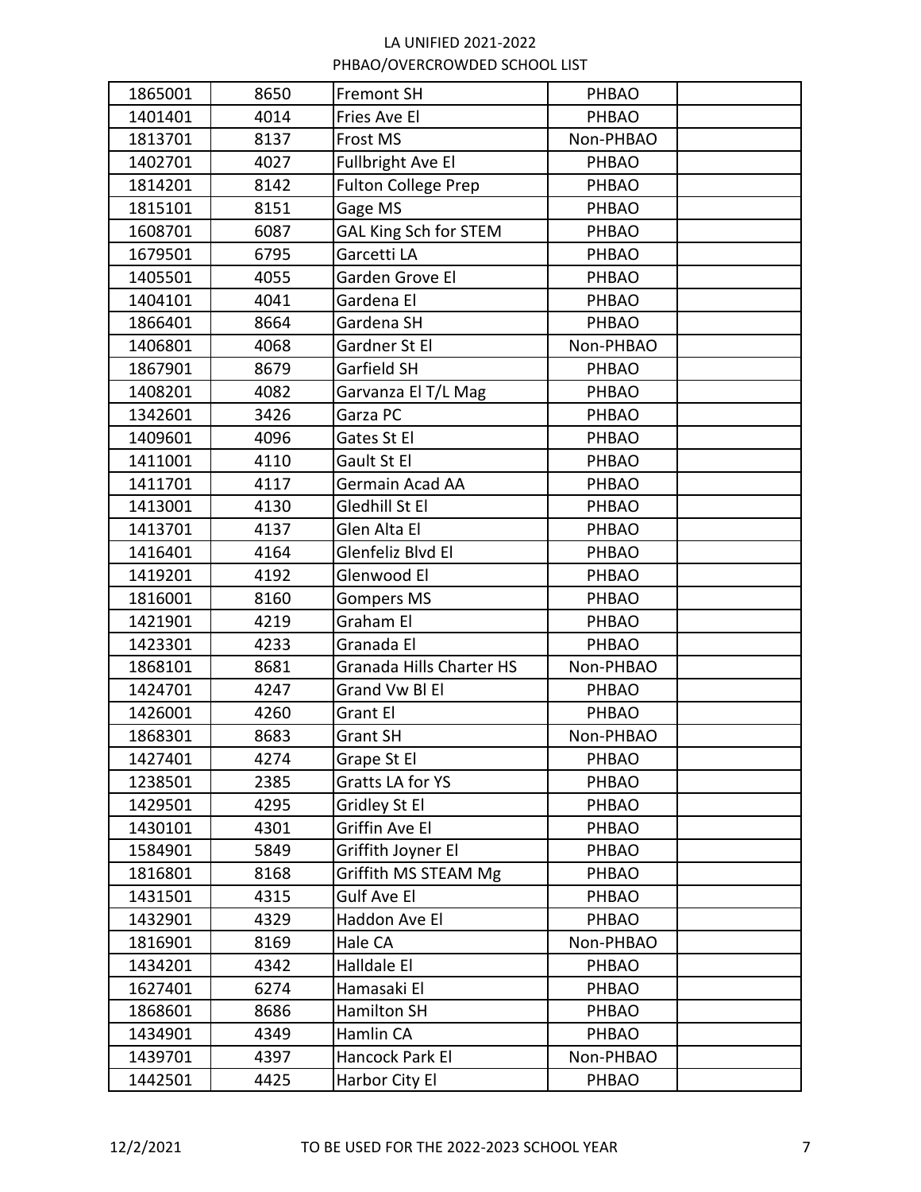LA UNIFIED 2021-2022
PHBAO/OVERCROWDED SCHOOL LIST

| | | | | |
|---|---|---|---|---|
| 1865001 | 8650 | Fremont SH | PHBAO | |
| 1401401 | 4014 | Fries Ave El | PHBAO | |
| 1813701 | 8137 | Frost MS | Non-PHBAO | |
| 1402701 | 4027 | Fullbright Ave El | PHBAO | |
| 1814201 | 8142 | Fulton College Prep | PHBAO | |
| 1815101 | 8151 | Gage MS | PHBAO | |
| 1608701 | 6087 | GAL King Sch for STEM | PHBAO | |
| 1679501 | 6795 | Garcetti LA | PHBAO | |
| 1405501 | 4055 | Garden Grove El | PHBAO | |
| 1404101 | 4041 | Gardena El | PHBAO | |
| 1866401 | 8664 | Gardena SH | PHBAO | |
| 1406801 | 4068 | Gardner St El | Non-PHBAO | |
| 1867901 | 8679 | Garfield SH | PHBAO | |
| 1408201 | 4082 | Garvanza El T/L Mag | PHBAO | |
| 1342601 | 3426 | Garza PC | PHBAO | |
| 1409601 | 4096 | Gates St El | PHBAO | |
| 1411001 | 4110 | Gault St El | PHBAO | |
| 1411701 | 4117 | Germain Acad AA | PHBAO | |
| 1413001 | 4130 | Gledhill St El | PHBAO | |
| 1413701 | 4137 | Glen Alta El | PHBAO | |
| 1416401 | 4164 | Glenfeliz Blvd El | PHBAO | |
| 1419201 | 4192 | Glenwood El | PHBAO | |
| 1816001 | 8160 | Gompers MS | PHBAO | |
| 1421901 | 4219 | Graham El | PHBAO | |
| 1423301 | 4233 | Granada El | PHBAO | |
| 1868101 | 8681 | Granada Hills Charter HS | Non-PHBAO | |
| 1424701 | 4247 | Grand Vw Bl El | PHBAO | |
| 1426001 | 4260 | Grant El | PHBAO | |
| 1868301 | 8683 | Grant SH | Non-PHBAO | |
| 1427401 | 4274 | Grape St El | PHBAO | |
| 1238501 | 2385 | Gratts LA for YS | PHBAO | |
| 1429501 | 4295 | Gridley St El | PHBAO | |
| 1430101 | 4301 | Griffin Ave El | PHBAO | |
| 1584901 | 5849 | Griffith Joyner El | PHBAO | |
| 1816801 | 8168 | Griffith MS STEAM Mg | PHBAO | |
| 1431501 | 4315 | Gulf Ave El | PHBAO | |
| 1432901 | 4329 | Haddon Ave El | PHBAO | |
| 1816901 | 8169 | Hale CA | Non-PHBAO | |
| 1434201 | 4342 | Halldale El | PHBAO | |
| 1627401 | 6274 | Hamasaki El | PHBAO | |
| 1868601 | 8686 | Hamilton SH | PHBAO | |
| 1434901 | 4349 | Hamlin CA | PHBAO | |
| 1439701 | 4397 | Hancock Park El | Non-PHBAO | |
| 1442501 | 4425 | Harbor City El | PHBAO | |

12/2/2021 TO BE USED FOR THE 2022-2023 SCHOOL YEAR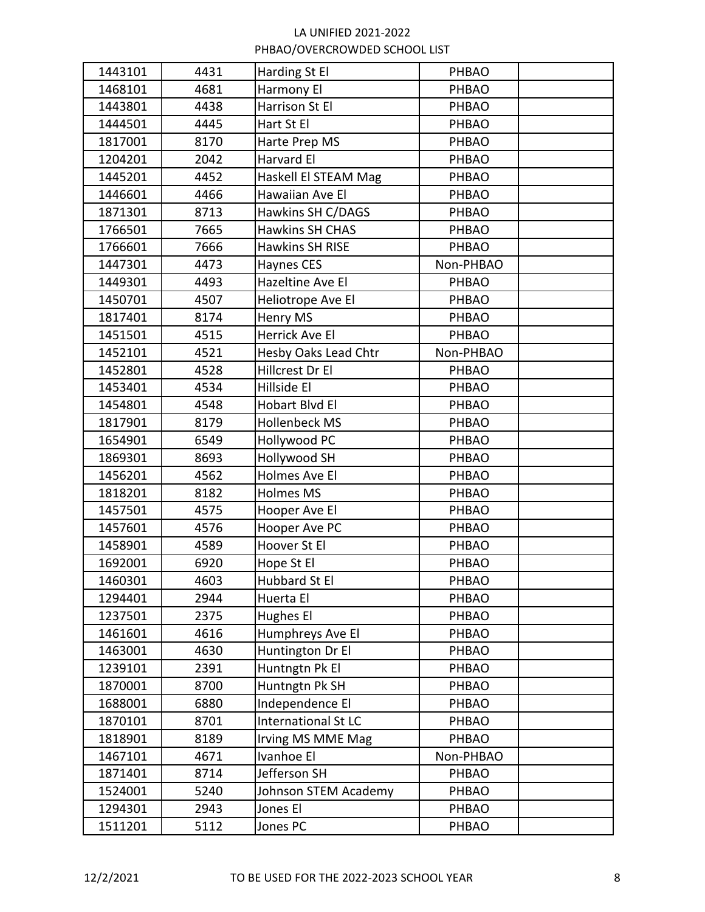| | | | | |
|---|---|---|---|---|
| 1443101 | 4431 | Harding St El | PHBAO | |
| 1468101 | 4681 | Harmony El | PHBAO | |
| 1443801 | 4438 | Harrison St El | PHBAO | |
| 1444501 | 4445 | Hart St El | PHBAO | |
| 1817001 | 8170 | Harte Prep MS | PHBAO | |
| 1204201 | 2042 | Harvard El | PHBAO | |
| 1445201 | 4452 | Haskell El STEAM Mag | PHBAO | |
| 1446601 | 4466 | Hawaiian Ave El | PHBAO | |
| 1871301 | 8713 | Hawkins SH C/DAGS | PHBAO | |
| 1766501 | 7665 | Hawkins SH CHAS | PHBAO | |
| 1766601 | 7666 | Hawkins SH RISE | PHBAO | |
| 1447301 | 4473 | Haynes CES | Non-PHBAO | |
| 1449301 | 4493 | Hazeltine Ave El | PHBAO | |
| 1450701 | 4507 | Heliotrope Ave El | PHBAO | |
| 1817401 | 8174 | Henry MS | PHBAO | |
| 1451501 | 4515 | Herrick Ave El | PHBAO | |
| 1452101 | 4521 | Hesby Oaks Lead Chtr | Non-PHBAO | |
| 1452801 | 4528 | Hillcrest Dr El | PHBAO | |
| 1453401 | 4534 | Hillside El | PHBAO | |
| 1454801 | 4548 | Hobart Blvd El | PHBAO | |
| 1817901 | 8179 | Hollenbeck MS | PHBAO | |
| 1654901 | 6549 | Hollywood PC | PHBAO | |
| 1869301 | 8693 | Hollywood SH | PHBAO | |
| 1456201 | 4562 | Holmes Ave El | PHBAO | |
| 1818201 | 8182 | Holmes MS | PHBAO | |
| 1457501 | 4575 | Hooper Ave El | PHBAO | |
| 1457601 | 4576 | Hooper Ave PC | PHBAO | |
| 1458901 | 4589 | Hoover St El | PHBAO | |
| 1692001 | 6920 | Hope St El | PHBAO | |
| 1460301 | 4603 | Hubbard St El | PHBAO | |
| 1294401 | 2944 | Huerta El | PHBAO | |
| 1237501 | 2375 | Hughes El | PHBAO | |
| 1461601 | 4616 | Humphreys Ave El | PHBAO | |
| 1463001 | 4630 | Huntington Dr El | PHBAO | |
| 1239101 | 2391 | Huntngtn Pk El | PHBAO | |
| 1870001 | 8700 | Huntngtn Pk SH | PHBAO | |
| 1688001 | 6880 | Independence El | PHBAO | |
| 1870101 | 8701 | International St LC | PHBAO | |
| 1818901 | 8189 | Irving MS MME Mag | PHBAO | |
| 1467101 | 4671 | Ivanhoe El | Non-PHBAO | |
| 1871401 | 8714 | Jefferson SH | PHBAO | |
| 1524001 | 5240 | Johnson STEM Academy | PHBAO | |
| 1294301 | 2943 | Jones El | PHBAO | |
| 1511201 | 5112 | Jones PC | PHBAO | |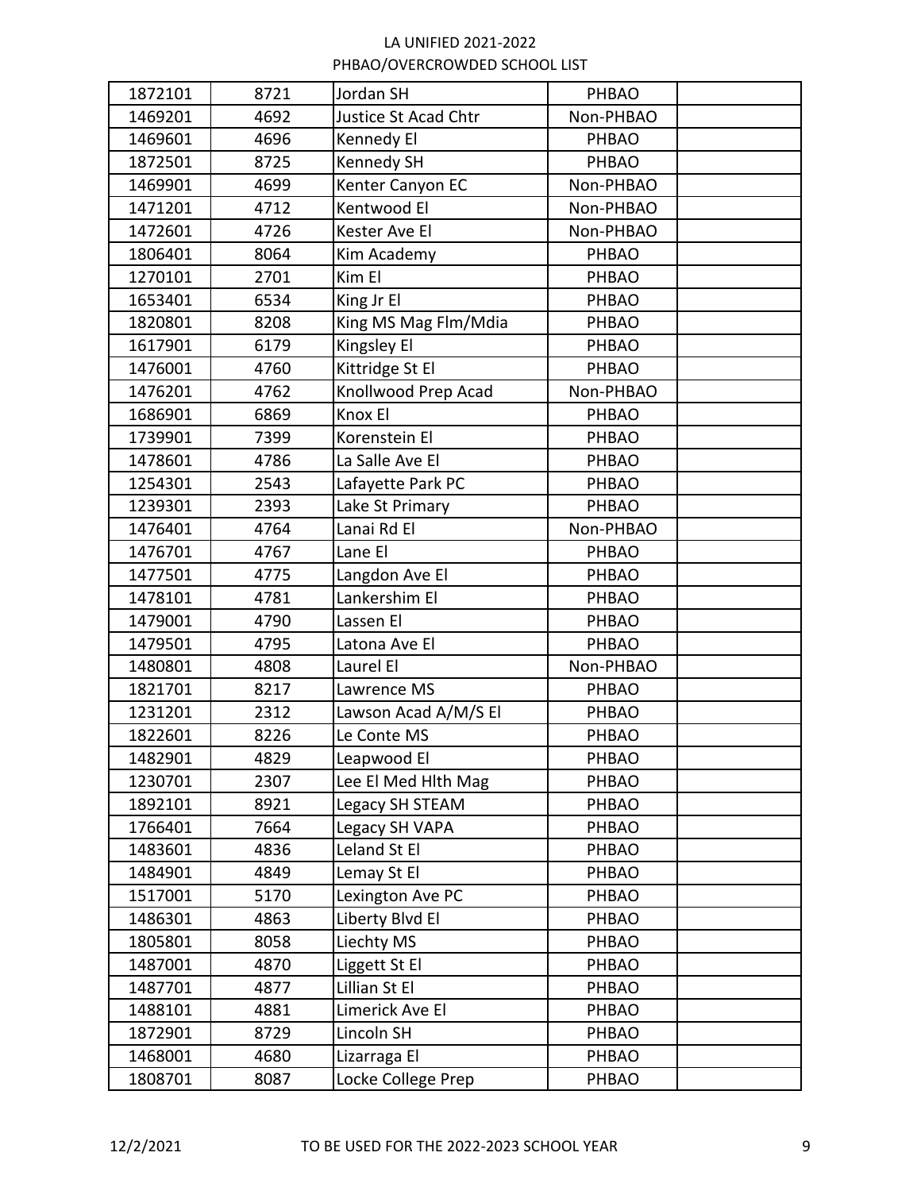| | | | | |
|---|---|---|---|---|
| 1872101 | 8721 | Jordan SH | PHBAO | |
| 1469201 | 4692 | Justice St Acad Chtr | Non-PHBAO | |
| 1469601 | 4696 | Kennedy El | PHBAO | |
| 1872501 | 8725 | Kennedy SH | PHBAO | |
| 1469901 | 4699 | Kenter Canyon EC | Non-PHBAO | |
| 1471201 | 4712 | Kentwood El | Non-PHBAO | |
| 1472601 | 4726 | Kester Ave El | Non-PHBAO | |
| 1806401 | 8064 | Kim Academy | PHBAO | |
| 1270101 | 2701 | Kim El | PHBAO | |
| 1653401 | 6534 | King Jr El | PHBAO | |
| 1820801 | 8208 | King MS Mag Flm/Mdia | PHBAO | |
| 1617901 | 6179 | Kingsley El | PHBAO | |
| 1476001 | 4760 | Kittridge St El | PHBAO | |
| 1476201 | 4762 | Knollwood Prep Acad | Non-PHBAO | |
| 1686901 | 6869 | Knox El | PHBAO | |
| 1739901 | 7399 | Korenstein El | PHBAO | |
| 1478601 | 4786 | La Salle Ave El | PHBAO | |
| 1254301 | 2543 | Lafayette Park PC | PHBAO | |
| 1239301 | 2393 | Lake St Primary | PHBAO | |
| 1476401 | 4764 | Lanai Rd El | Non-PHBAO | |
| 1476701 | 4767 | Lane El | PHBAO | |
| 1477501 | 4775 | Langdon Ave El | PHBAO | |
| 1478101 | 4781 | Lankershim El | PHBAO | |
| 1479001 | 4790 | Lassen El | PHBAO | |
| 1479501 | 4795 | Latona Ave El | PHBAO | |
| 1480801 | 4808 | Laurel El | Non-PHBAO | |
| 1821701 | 8217 | Lawrence MS | PHBAO | |
| 1231201 | 2312 | Lawson Acad A/M/S El | PHBAO | |
| 1822601 | 8226 | Le Conte MS | PHBAO | |
| 1482901 | 4829 | Leapwood El | PHBAO | |
| 1230701 | 2307 | Lee El Med Hlth Mag | PHBAO | |
| 1892101 | 8921 | Legacy SH STEAM | PHBAO | |
| 1766401 | 7664 | Legacy SH VAPA | PHBAO | |
| 1483601 | 4836 | Leland St El | PHBAO | |
| 1484901 | 4849 | Lemay St El | PHBAO | |
| 1517001 | 5170 | Lexington Ave PC | PHBAO | |
| 1486301 | 4863 | Liberty Blvd El | PHBAO | |
| 1805801 | 8058 | Liechty MS | PHBAO | |
| 1487001 | 4870 | Liggett St El | PHBAO | |
| 1487701 | 4877 | Lillian St El | PHBAO | |
| 1488101 | 4881 | Limerick Ave El | PHBAO | |
| 1872901 | 8729 | Lincoln SH | PHBAO | |
| 1468001 | 4680 | Lizarraga El | PHBAO | |
| 1808701 | 8087 | Locke College Prep | PHBAO | |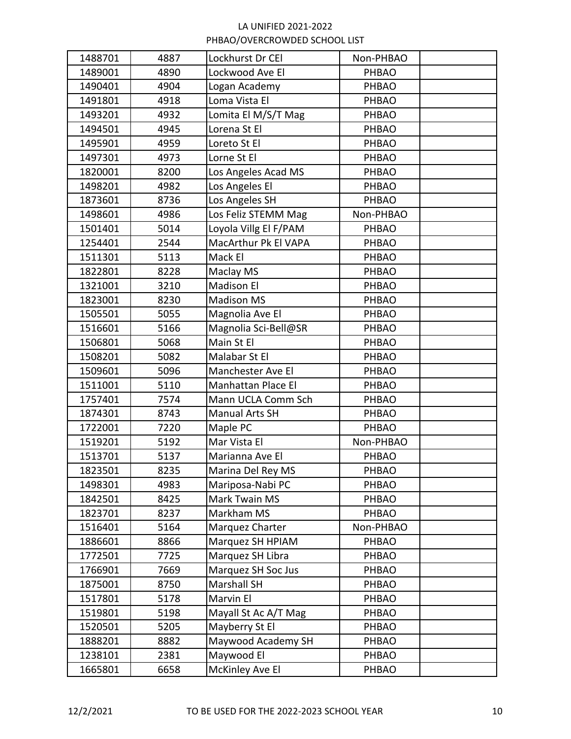| 1488701 | 4887 | Lockhurst Dr CEl | Non-PHBAO | |
|---|---|---|---|---|
| 1489001 | 4890 | Lockwood Ave El | PHBAO | |
| 1490401 | 4904 | Logan Academy | PHBAO | |
| 1491801 | 4918 | Loma Vista El | PHBAO | |
| 1493201 | 4932 | Lomita El M/S/T Mag | PHBAO | |
| 1494501 | 4945 | Lorena St El | PHBAO | |
| 1495901 | 4959 | Loreto St El | PHBAO | |
| 1497301 | 4973 | Lorne St El | PHBAO | |
| 1820001 | 8200 | Los Angeles Acad MS | PHBAO | |
| 1498201 | 4982 | Los Angeles El | PHBAO | |
| 1873601 | 8736 | Los Angeles SH | PHBAO | |
| 1498601 | 4986 | Los Feliz STEMM Mag | Non-PHBAO | |
| 1501401 | 5014 | Loyola Villg El F/PAM | PHBAO | |
| 1254401 | 2544 | MacArthur Pk El VAPA | PHBAO | |
| 1511301 | 5113 | Mack El | PHBAO | |
| 1822801 | 8228 | Maclay MS | PHBAO | |
| 1321001 | 3210 | Madison El | PHBAO | |
| 1823001 | 8230 | Madison MS | PHBAO | |
| 1505501 | 5055 | Magnolia Ave El | PHBAO | |
| 1516601 | 5166 | Magnolia Sci-Bell@SR | PHBAO | |
| 1506801 | 5068 | Main St El | PHBAO | |
| 1508201 | 5082 | Malabar St El | PHBAO | |
| 1509601 | 5096 | Manchester Ave El | PHBAO | |
| 1511001 | 5110 | Manhattan Place El | PHBAO | |
| 1757401 | 7574 | Mann UCLA Comm Sch | PHBAO | |
| 1874301 | 8743 | Manual Arts SH | PHBAO | |
| 1722001 | 7220 | Maple PC | PHBAO | |
| 1519201 | 5192 | Mar Vista El | Non-PHBAO | |
| 1513701 | 5137 | Marianna Ave El | PHBAO | |
| 1823501 | 8235 | Marina Del Rey MS | PHBAO | |
| 1498301 | 4983 | Mariposa-Nabi PC | PHBAO | |
| 1842501 | 8425 | Mark Twain MS | PHBAO | |
| 1823701 | 8237 | Markham MS | PHBAO | |
| 1516401 | 5164 | Marquez Charter | Non-PHBAO | |
| 1886601 | 8866 | Marquez SH HPIAM | PHBAO | |
| 1772501 | 7725 | Marquez SH Libra | PHBAO | |
| 1766901 | 7669 | Marquez SH Soc Jus | PHBAO | |
| 1875001 | 8750 | Marshall SH | PHBAO | |
| 1517801 | 5178 | Marvin El | PHBAO | |
| 1519801 | 5198 | Mayall St Ac A/T Mag | PHBAO | |
| 1520501 | 5205 | Mayberry St El | PHBAO | |
| 1888201 | 8882 | Maywood Academy SH | PHBAO | |
| 1238101 | 2381 | Maywood El | PHBAO | |
| 1665801 | 6658 | McKinley Ave El | PHBAO | |

12/2/2021 TO BE USED FOR THE 2022-2023 SCHOOL YEAR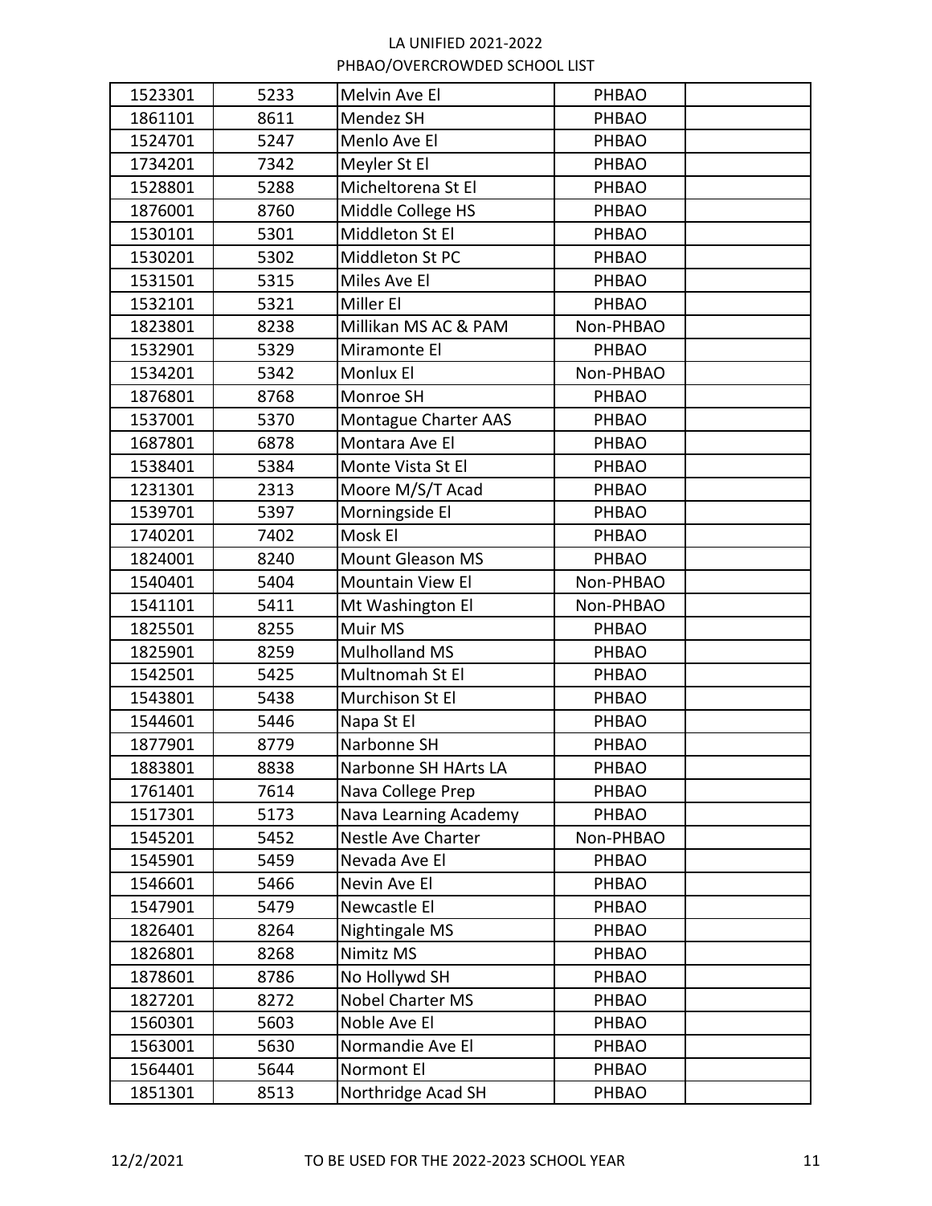| 1523301 | 5233 | Melvin Ave El | PHBAO | |
|---|---|---|---|---|
| 1861101 | 8611 | Mendez SH | PHBAO | |
| 1524701 | 5247 | Menlo Ave El | PHBAO | |
| 1734201 | 7342 | Meyler St El | PHBAO | |
| 1528801 | 5288 | Micheltorena St El | PHBAO | |
| 1876001 | 8760 | Middle College HS | PHBAO | |
| 1530101 | 5301 | Middleton St El | PHBAO | |
| 1530201 | 5302 | Middleton St PC | PHBAO | |
| 1531501 | 5315 | Miles Ave El | PHBAO | |
| 1532101 | 5321 | Miller El | PHBAO | |
| 1823801 | 8238 | Millikan MS AC & PAM | Non-PHBAO | |
| 1532901 | 5329 | Miramonte El | PHBAO | |
| 1534201 | 5342 | Monlux El | Non-PHBAO | |
| 1876801 | 8768 | Monroe SH | PHBAO | |
| 1537001 | 5370 | Montague Charter AAS | PHBAO | |
| 1687801 | 6878 | Montara Ave El | PHBAO | |
| 1538401 | 5384 | Monte Vista St El | PHBAO | |
| 1231301 | 2313 | Moore M/S/T Acad | PHBAO | |
| 1539701 | 5397 | Morningside El | PHBAO | |
| 1740201 | 7402 | Mosk El | PHBAO | |
| 1824001 | 8240 | Mount Gleason MS | PHBAO | |
| 1540401 | 5404 | Mountain View El | Non-PHBAO | |
| 1541101 | 5411 | Mt Washington El | Non-PHBAO | |
| 1825501 | 8255 | Muir MS | PHBAO | |
| 1825901 | 8259 | Mulholland MS | PHBAO | |
| 1542501 | 5425 | Multnomah St El | PHBAO | |
| 1543801 | 5438 | Murchison St El | PHBAO | |
| 1544601 | 5446 | Napa St El | PHBAO | |
| 1877901 | 8779 | Narbonne SH | PHBAO | |
| 1883801 | 8838 | Narbonne SH HArts LA | PHBAO | |
| 1761401 | 7614 | Nava College Prep | PHBAO | |
| 1517301 | 5173 | Nava Learning Academy | PHBAO | |
| 1545201 | 5452 | Nestle Ave Charter | Non-PHBAO | |
| 1545901 | 5459 | Nevada Ave El | PHBAO | |
| 1546601 | 5466 | Nevin Ave El | PHBAO | |
| 1547901 | 5479 | Newcastle El | PHBAO | |
| 1826401 | 8264 | Nightingale MS | PHBAO | |
| 1826801 | 8268 | Nimitz MS | PHBAO | |
| 1878601 | 8786 | No Hollywd SH | PHBAO | |
| 1827201 | 8272 | Nobel Charter MS | PHBAO | |
| 1560301 | 5603 | Noble Ave El | PHBAO | |
| 1563001 | 5630 | Normandie Ave El | PHBAO | |
| 1564401 | 5644 | Normont El | PHBAO | |
| 1851301 | 8513 | Northridge Acad SH | PHBAO | |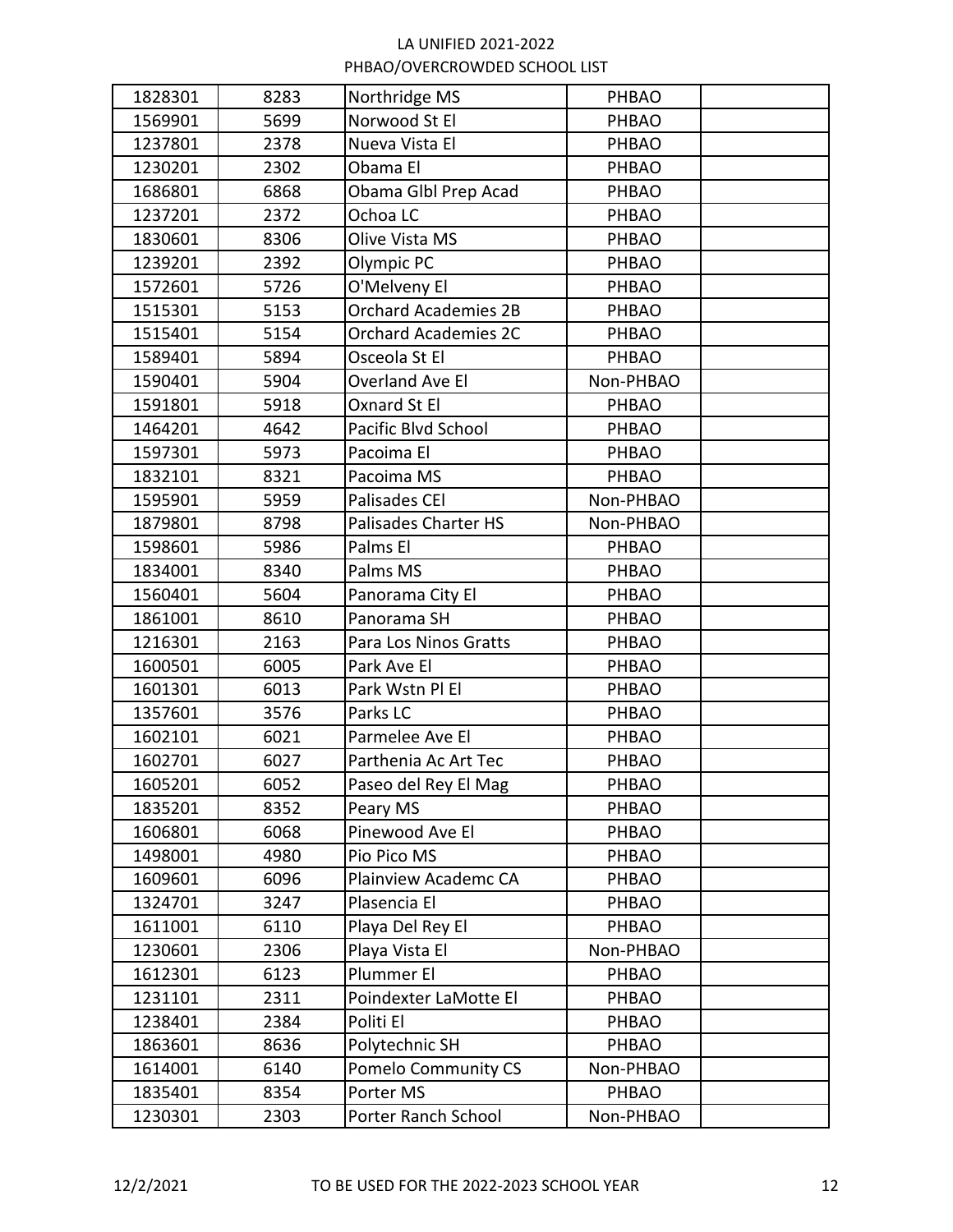| 1828301 | 8283 | Northridge MS | PHBAO | |
|---|---|---|---|---|
| 1569901 | 5699 | Norwood St El | PHBAO | |
| 1237801 | 2378 | Nueva Vista El | PHBAO | |
| 1230201 | 2302 | Obama El | PHBAO | |
| 1686801 | 6868 | Obama Glbl Prep Acad | PHBAO | |
| 1237201 | 2372 | Ochoa LC | PHBAO | |
| 1830601 | 8306 | Olive Vista MS | PHBAO | |
| 1239201 | 2392 | Olympic PC | PHBAO | |
| 1572601 | 5726 | O'Melveny El | PHBAO | |
| 1515301 | 5153 | Orchard Academies 2B | PHBAO | |
| 1515401 | 5154 | Orchard Academies 2C | PHBAO | |
| 1589401 | 5894 | Osceola St El | PHBAO | |
| 1590401 | 5904 | Overland Ave El | Non-PHBAO | |
| 1591801 | 5918 | Oxnard St El | PHBAO | |
| 1464201 | 4642 | Pacific Blvd School | PHBAO | |
| 1597301 | 5973 | Pacoima El | PHBAO | |
| 1832101 | 8321 | Pacoima MS | PHBAO | |
| 1595901 | 5959 | Palisades CEl | Non-PHBAO | |
| 1879801 | 8798 | Palisades Charter HS | Non-PHBAO | |
| 1598601 | 5986 | Palms El | PHBAO | |
| 1834001 | 8340 | Palms MS | PHBAO | |
| 1560401 | 5604 | Panorama City El | PHBAO | |
| 1861001 | 8610 | Panorama SH | PHBAO | |
| 1216301 | 2163 | Para Los Ninos Gratts | PHBAO | |
| 1600501 | 6005 | Park Ave El | PHBAO | |
| 1601301 | 6013 | Park Wstn Pl El | PHBAO | |
| 1357601 | 3576 | Parks LC | PHBAO | |
| 1602101 | 6021 | Parmelee Ave El | PHBAO | |
| 1602701 | 6027 | Parthenia Ac Art Tec | PHBAO | |
| 1605201 | 6052 | Paseo del Rey El Mag | PHBAO | |
| 1835201 | 8352 | Peary MS | PHBAO | |
| 1606801 | 6068 | Pinewood Ave El | PHBAO | |
| 1498001 | 4980 | Pio Pico MS | PHBAO | |
| 1609601 | 6096 | Plainview Academc CA | PHBAO | |
| 1324701 | 3247 | Plasencia El | PHBAO | |
| 1611001 | 6110 | Playa Del Rey El | PHBAO | |
| 1230601 | 2306 | Playa Vista El | Non-PHBAO | |
| 1612301 | 6123 | Plummer El | PHBAO | |
| 1231101 | 2311 | Poindexter LaMotte El | PHBAO | |
| 1238401 | 2384 | Politi El | PHBAO | |
| 1863601 | 8636 | Polytechnic SH | PHBAO | |
| 1614001 | 6140 | Pomelo Community CS | Non-PHBAO | |
| 1835401 | 8354 | Porter MS | PHBAO | |
| 1230301 | 2303 | Porter Ranch School | Non-PHBAO | |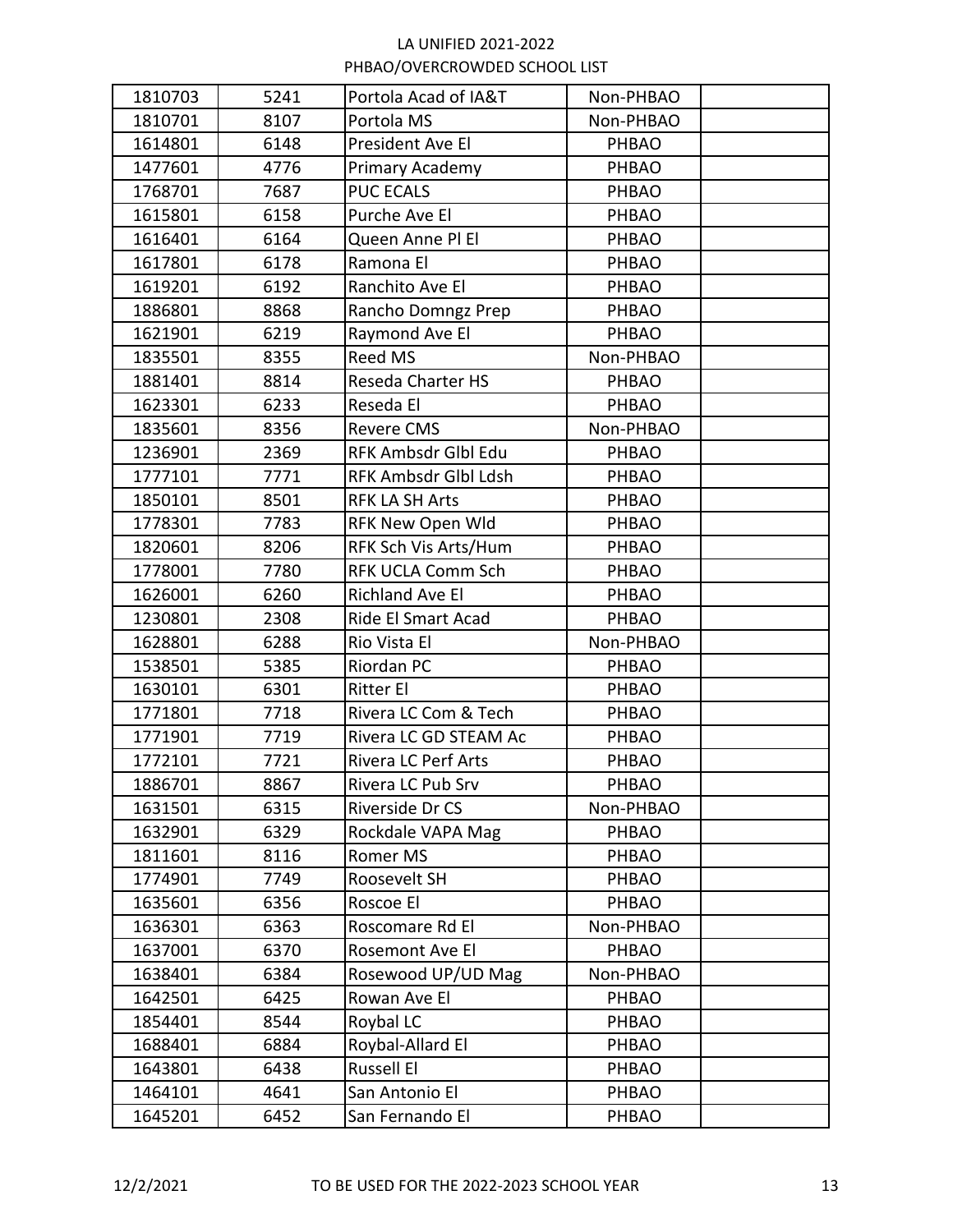| 1810703 | 5241 | Portola Acad of IA&T | Non-PHBAO | |
|---|---|---|---|---|
| 1810701 | 8107 | Portola MS | Non-PHBAO | |
| 1614801 | 6148 | President Ave El | PHBAO | |
| 1477601 | 4776 | Primary Academy | PHBAO | |
| 1768701 | 7687 | PUC ECALS | PHBAO | |
| 1615801 | 6158 | Purche Ave El | PHBAO | |
| 1616401 | 6164 | Queen Anne Pl El | PHBAO | |
| 1617801 | 6178 | Ramona El | PHBAO | |
| 1619201 | 6192 | Ranchito Ave El | PHBAO | |
| 1886801 | 8868 | Rancho Domngz Prep | PHBAO | |
| 1621901 | 6219 | Raymond Ave El | PHBAO | |
| 1835501 | 8355 | Reed MS | Non-PHBAO | |
| 1881401 | 8814 | Reseda Charter HS | PHBAO | |
| 1623301 | 6233 | Reseda El | PHBAO | |
| 1835601 | 8356 | Revere CMS | Non-PHBAO | |
| 1236901 | 2369 | RFK Ambsdr Glbl Edu | PHBAO | |
| 1777101 | 7771 | RFK Ambsdr Glbl Ldsh | PHBAO | |
| 1850101 | 8501 | RFK LA SH Arts | PHBAO | |
| 1778301 | 7783 | RFK New Open Wld | PHBAO | |
| 1820601 | 8206 | RFK Sch Vis Arts/Hum | PHBAO | |
| 1778001 | 7780 | RFK UCLA Comm Sch | PHBAO | |
| 1626001 | 6260 | Richland Ave El | PHBAO | |
| 1230801 | 2308 | Ride El Smart Acad | PHBAO | |
| 1628801 | 6288 | Rio Vista El | Non-PHBAO | |
| 1538501 | 5385 | Riordan PC | PHBAO | |
| 1630101 | 6301 | Ritter El | PHBAO | |
| 1771801 | 7718 | Rivera LC Com & Tech | PHBAO | |
| 1771901 | 7719 | Rivera LC GD STEAM Ac | PHBAO | |
| 1772101 | 7721 | Rivera LC Perf Arts | PHBAO | |
| 1886701 | 8867 | Rivera LC Pub Srv | PHBAO | |
| 1631501 | 6315 | Riverside Dr CS | Non-PHBAO | |
| 1632901 | 6329 | Rockdale VAPA Mag | PHBAO | |
| 1811601 | 8116 | Romer MS | PHBAO | |
| 1774901 | 7749 | Roosevelt SH | PHBAO | |
| 1635601 | 6356 | Roscoe El | PHBAO | |
| 1636301 | 6363 | Roscomare Rd El | Non-PHBAO | |
| 1637001 | 6370 | Rosemont Ave El | PHBAO | |
| 1638401 | 6384 | Rosewood UP/UD Mag | Non-PHBAO | |
| 1642501 | 6425 | Rowan Ave El | PHBAO | |
| 1854401 | 8544 | Roybal LC | PHBAO | |
| 1688401 | 6884 | Roybal-Allard El | PHBAO | |
| 1643801 | 6438 | Russell El | PHBAO | |
| 1464101 | 4641 | San Antonio El | PHBAO | |
| 1645201 | 6452 | San Fernando El | PHBAO | |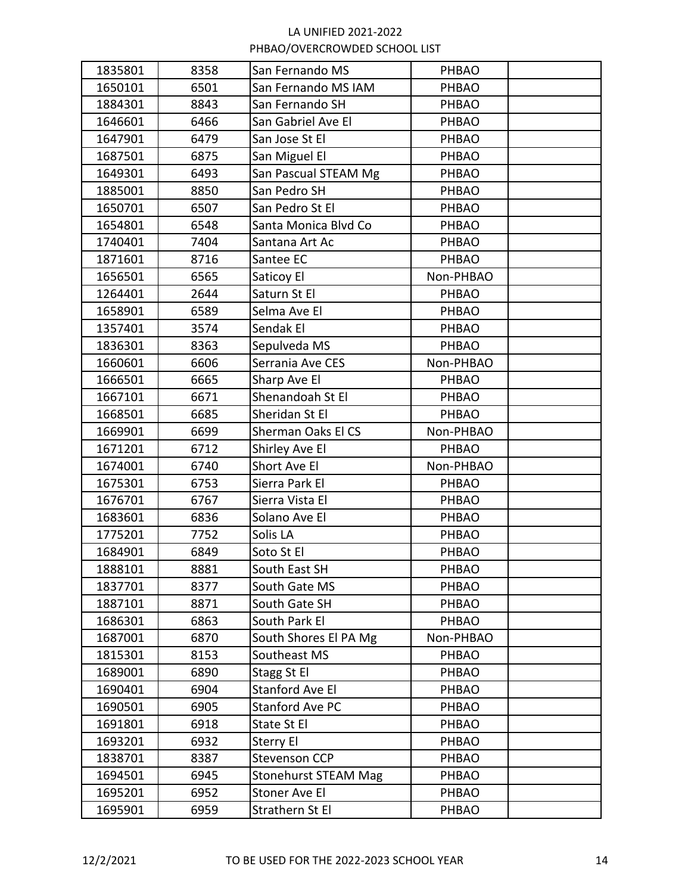| 1835801 | 8358 | San Fernando MS | PHBAO | |
|---|---|---|---|---|
| 1650101 | 6501 | San Fernando MS IAM | PHBAO | |
| 1884301 | 8843 | San Fernando SH | PHBAO | |
| 1646601 | 6466 | San Gabriel Ave El | PHBAO | |
| 1647901 | 6479 | San Jose St El | PHBAO | |
| 1687501 | 6875 | San Miguel El | PHBAO | |
| 1649301 | 6493 | San Pascual STEAM Mg | PHBAO | |
| 1885001 | 8850 | San Pedro SH | PHBAO | |
| 1650701 | 6507 | San Pedro St El | PHBAO | |
| 1654801 | 6548 | Santa Monica Blvd Co | PHBAO | |
| 1740401 | 7404 | Santana Art Ac | PHBAO | |
| 1871601 | 8716 | Santee EC | PHBAO | |
| 1656501 | 6565 | Saticoy El | Non-PHBAO | |
| 1264401 | 2644 | Saturn St El | PHBAO | |
| 1658901 | 6589 | Selma Ave El | PHBAO | |
| 1357401 | 3574 | Sendak El | PHBAO | |
| 1836301 | 8363 | Sepulveda MS | PHBAO | |
| 1660601 | 6606 | Serrania Ave CES | Non-PHBAO | |
| 1666501 | 6665 | Sharp Ave El | PHBAO | |
| 1667101 | 6671 | Shenandoah St El | PHBAO | |
| 1668501 | 6685 | Sheridan St El | PHBAO | |
| 1669901 | 6699 | Sherman Oaks El CS | Non-PHBAO | |
| 1671201 | 6712 | Shirley Ave El | PHBAO | |
| 1674001 | 6740 | Short Ave El | Non-PHBAO | |
| 1675301 | 6753 | Sierra Park El | PHBAO | |
| 1676701 | 6767 | Sierra Vista El | PHBAO | |
| 1683601 | 6836 | Solano Ave El | PHBAO | |
| 1775201 | 7752 | Solis LA | PHBAO | |
| 1684901 | 6849 | Soto St El | PHBAO | |
| 1888101 | 8881 | South East SH | PHBAO | |
| 1837701 | 8377 | South Gate MS | PHBAO | |
| 1887101 | 8871 | South Gate SH | PHBAO | |
| 1686301 | 6863 | South Park El | PHBAO | |
| 1687001 | 6870 | South Shores El PA Mg | Non-PHBAO | |
| 1815301 | 8153 | Southeast MS | PHBAO | |
| 1689001 | 6890 | Stagg St El | PHBAO | |
| 1690401 | 6904 | Stanford Ave El | PHBAO | |
| 1690501 | 6905 | Stanford Ave PC | PHBAO | |
| 1691801 | 6918 | State St El | PHBAO | |
| 1693201 | 6932 | Sterry El | PHBAO | |
| 1838701 | 8387 | Stevenson CCP | PHBAO | |
| 1694501 | 6945 | Stonehurst STEAM Mag | PHBAO | |
| 1695201 | 6952 | Stoner Ave El | PHBAO | |
| 1695901 | 6959 | Strathern St El | PHBAO | |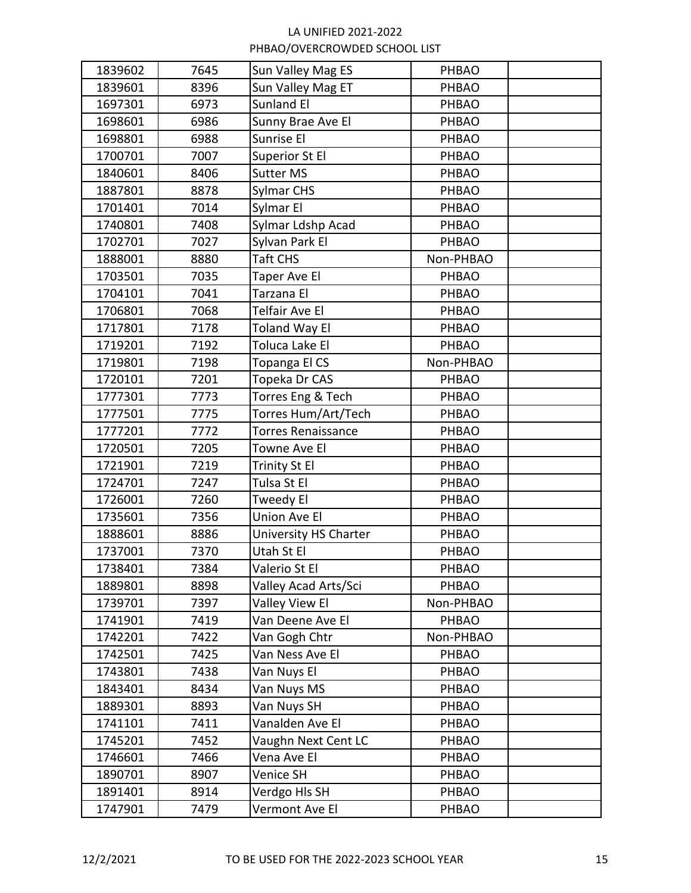| | | | | |
|---|---|---|---|---|
| 1839602 | 7645 | Sun Valley Mag ES | PHBAO | |
| 1839601 | 8396 | Sun Valley Mag ET | PHBAO | |
| 1697301 | 6973 | Sunland El | PHBAO | |
| 1698601 | 6986 | Sunny Brae Ave El | PHBAO | |
| 1698801 | 6988 | Sunrise El | PHBAO | |
| 1700701 | 7007 | Superior St El | PHBAO | |
| 1840601 | 8406 | Sutter MS | PHBAO | |
| 1887801 | 8878 | Sylmar CHS | PHBAO | |
| 1701401 | 7014 | Sylmar El | PHBAO | |
| 1740801 | 7408 | Sylmar Ldshp Acad | PHBAO | |
| 1702701 | 7027 | Sylvan Park El | PHBAO | |
| 1888001 | 8880 | Taft CHS | Non-PHBAO | |
| 1703501 | 7035 | Taper Ave El | PHBAO | |
| 1704101 | 7041 | Tarzana El | PHBAO | |
| 1706801 | 7068 | Telfair Ave El | PHBAO | |
| 1717801 | 7178 | Toland Way El | PHBAO | |
| 1719201 | 7192 | Toluca Lake El | PHBAO | |
| 1719801 | 7198 | Topanga El CS | Non-PHBAO | |
| 1720101 | 7201 | Topeka Dr CAS | PHBAO | |
| 1777301 | 7773 | Torres Eng & Tech | PHBAO | |
| 1777501 | 7775 | Torres Hum/Art/Tech | PHBAO | |
| 1777201 | 7772 | Torres Renaissance | PHBAO | |
| 1720501 | 7205 | Towne Ave El | PHBAO | |
| 1721901 | 7219 | Trinity St El | PHBAO | |
| 1724701 | 7247 | Tulsa St El | PHBAO | |
| 1726001 | 7260 | Tweedy El | PHBAO | |
| 1735601 | 7356 | Union Ave El | PHBAO | |
| 1888601 | 8886 | University HS Charter | PHBAO | |
| 1737001 | 7370 | Utah St El | PHBAO | |
| 1738401 | 7384 | Valerio St El | PHBAO | |
| 1889801 | 8898 | Valley Acad Arts/Sci | PHBAO | |
| 1739701 | 7397 | Valley View El | Non-PHBAO | |
| 1741901 | 7419 | Van Deene Ave El | PHBAO | |
| 1742201 | 7422 | Van Gogh Chtr | Non-PHBAO | |
| 1742501 | 7425 | Van Ness Ave El | PHBAO | |
| 1743801 | 7438 | Van Nuys El | PHBAO | |
| 1843401 | 8434 | Van Nuys MS | PHBAO | |
| 1889301 | 8893 | Van Nuys SH | PHBAO | |
| 1741101 | 7411 | Vanalden Ave El | PHBAO | |
| 1745201 | 7452 | Vaughn Next Cent LC | PHBAO | |
| 1746601 | 7466 | Vena Ave El | PHBAO | |
| 1890701 | 8907 | Venice SH | PHBAO | |
| 1891401 | 8914 | Verdgo Hls SH | PHBAO | |
| 1747901 | 7479 | Vermont Ave El | PHBAO | |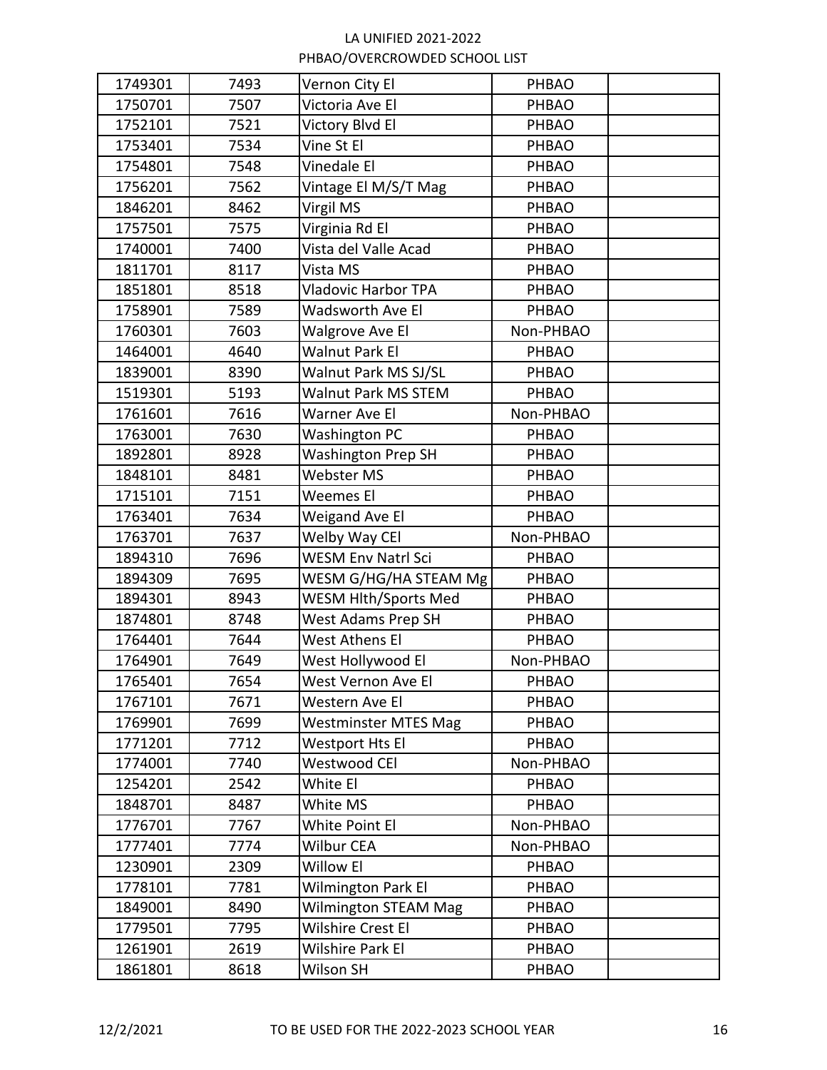| | | | | |
|---|---|---|---|---|
| 1749301 | 7493 | Vernon City El | PHBAO | |
| 1750701 | 7507 | Victoria Ave El | PHBAO | |
| 1752101 | 7521 | Victory Blvd El | PHBAO | |
| 1753401 | 7534 | Vine St El | PHBAO | |
| 1754801 | 7548 | Vinedale El | PHBAO | |
| 1756201 | 7562 | Vintage El M/S/T Mag | PHBAO | |
| 1846201 | 8462 | Virgil MS | PHBAO | |
| 1757501 | 7575 | Virginia Rd El | PHBAO | |
| 1740001 | 7400 | Vista del Valle Acad | PHBAO | |
| 1811701 | 8117 | Vista MS | PHBAO | |
| 1851801 | 8518 | Vladovic Harbor TPA | PHBAO | |
| 1758901 | 7589 | Wadsworth Ave El | PHBAO | |
| 1760301 | 7603 | Walgrove Ave El | Non-PHBAO | |
| 1464001 | 4640 | Walnut Park El | PHBAO | |
| 1839001 | 8390 | Walnut Park MS SJ/SL | PHBAO | |
| 1519301 | 5193 | Walnut Park MS STEM | PHBAO | |
| 1761601 | 7616 | Warner Ave El | Non-PHBAO | |
| 1763001 | 7630 | Washington PC | PHBAO | |
| 1892801 | 8928 | Washington Prep SH | PHBAO | |
| 1848101 | 8481 | Webster MS | PHBAO | |
| 1715101 | 7151 | Weemes El | PHBAO | |
| 1763401 | 7634 | Weigand Ave El | PHBAO | |
| 1763701 | 7637 | Welby Way CEl | Non-PHBAO | |
| 1894310 | 7696 | WESM Env Natrl Sci | PHBAO | |
| 1894309 | 7695 | WESM G/HG/HA STEAM Mg | PHBAO | |
| 1894301 | 8943 | WESM Hlth/Sports Med | PHBAO | |
| 1874801 | 8748 | West Adams Prep SH | PHBAO | |
| 1764401 | 7644 | West Athens El | PHBAO | |
| 1764901 | 7649 | West Hollywood El | Non-PHBAO | |
| 1765401 | 7654 | West Vernon Ave El | PHBAO | |
| 1767101 | 7671 | Western Ave El | PHBAO | |
| 1769901 | 7699 | Westminster MTES Mag | PHBAO | |
| 1771201 | 7712 | Westport Hts El | PHBAO | |
| 1774001 | 7740 | Westwood CEl | Non-PHBAO | |
| 1254201 | 2542 | White El | PHBAO | |
| 1848701 | 8487 | White MS | PHBAO | |
| 1776701 | 7767 | White Point El | Non-PHBAO | |
| 1777401 | 7774 | Wilbur CEA | Non-PHBAO | |
| 1230901 | 2309 | Willow El | PHBAO | |
| 1778101 | 7781 | Wilmington Park El | PHBAO | |
| 1849001 | 8490 | Wilmington STEAM Mag | PHBAO | |
| 1779501 | 7795 | Wilshire Crest El | PHBAO | |
| 1261901 | 2619 | Wilshire Park El | PHBAO | |
| 1861801 | 8618 | Wilson SH | PHBAO | |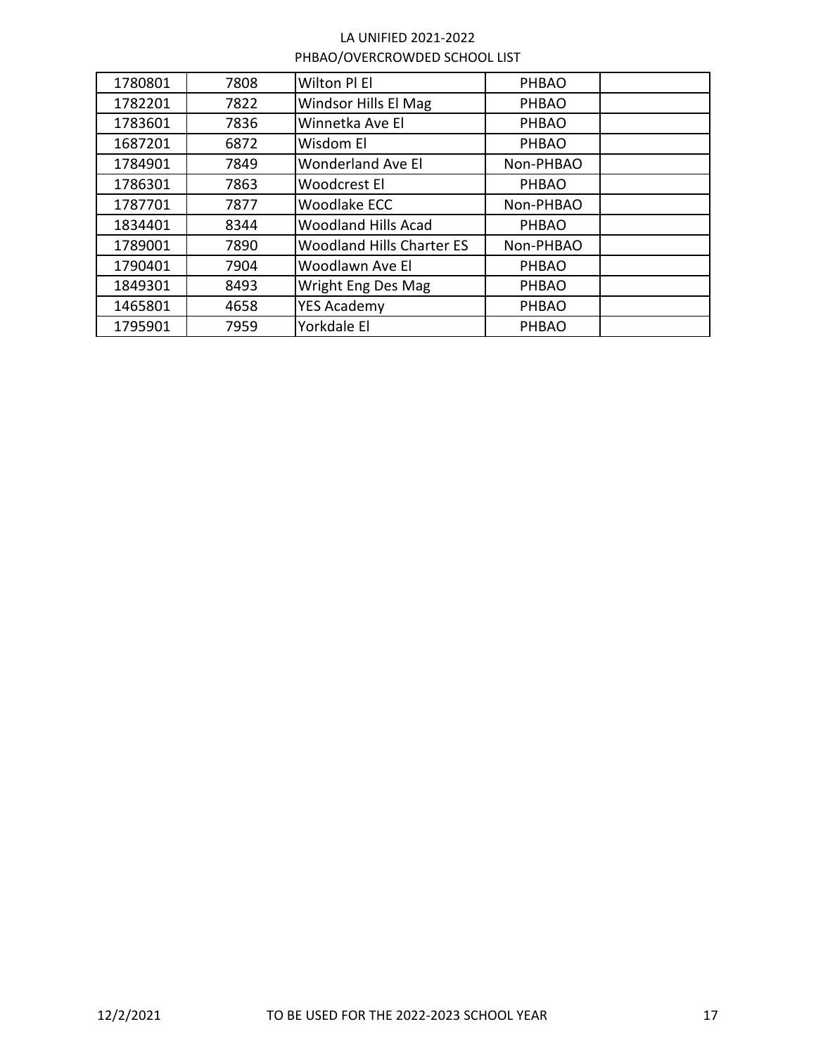| | | | | |
|---|---|---|---|---|
| 1780801 | 7808 | Wilton Pl El | PHBAO | |
| 1782201 | 7822 | Windsor Hills El Mag | PHBAO | |
| 1783601 | 7836 | Winnetka Ave El | PHBAO | |
| 1687201 | 6872 | Wisdom El | PHBAO | |
| 1784901 | 7849 | Wonderland Ave El | Non-PHBAO | |
| 1786301 | 7863 | Woodcrest El | PHBAO | |
| 1787701 | 7877 | Woodlake ECC | Non-PHBAO | |
| 1834401 | 8344 | Woodland Hills Acad | PHBAO | |
| 1789001 | 7890 | Woodland Hills Charter ES | Non-PHBAO | |
| 1790401 | 7904 | Woodlawn Ave El | PHBAO | |
| 1849301 | 8493 | Wright Eng Des Mag | PHBAO | |
| 1465801 | 4658 | YES Academy | PHBAO | |
| 1795901 | 7959 | Yorkdale El | PHBAO | |